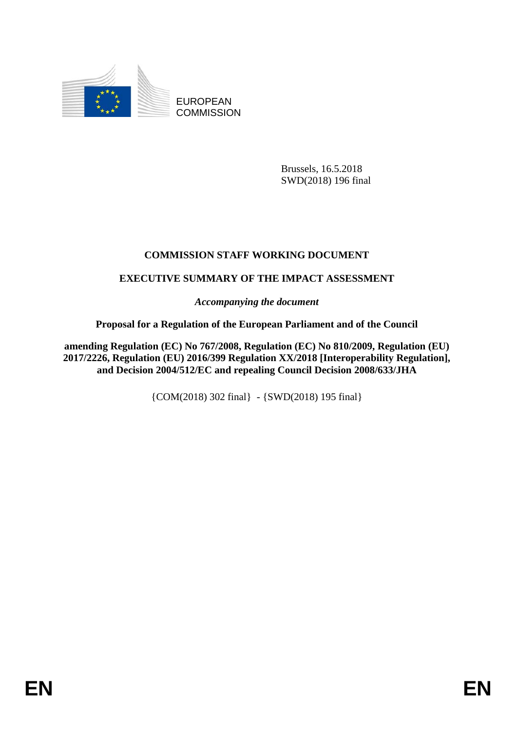EUROPEAN COMMISSION

Brussels, 16.5.2018
SWD(2018) 196 final

# COMMISSION STAFF WORKING DOCUMENT

## EXECUTIVE SUMMARY OF THE IMPACT ASSESSMENT

*Accompanying the document*

**Proposal for a Regulation of the European Parliament and of the Council**

**amending Regulation (EC) No 767/2008, Regulation (EC) No 810/2009, Regulation (EU) 2017/2226, Regulation (EU) 2016/399 Regulation XX/2018 [Interoperability Regulation], and Decision 2004/512/EC and repealing Council Decision 2008/633/JHA**

{COM(2018) 302 final} - {SWD(2018) 195 final}

EN EN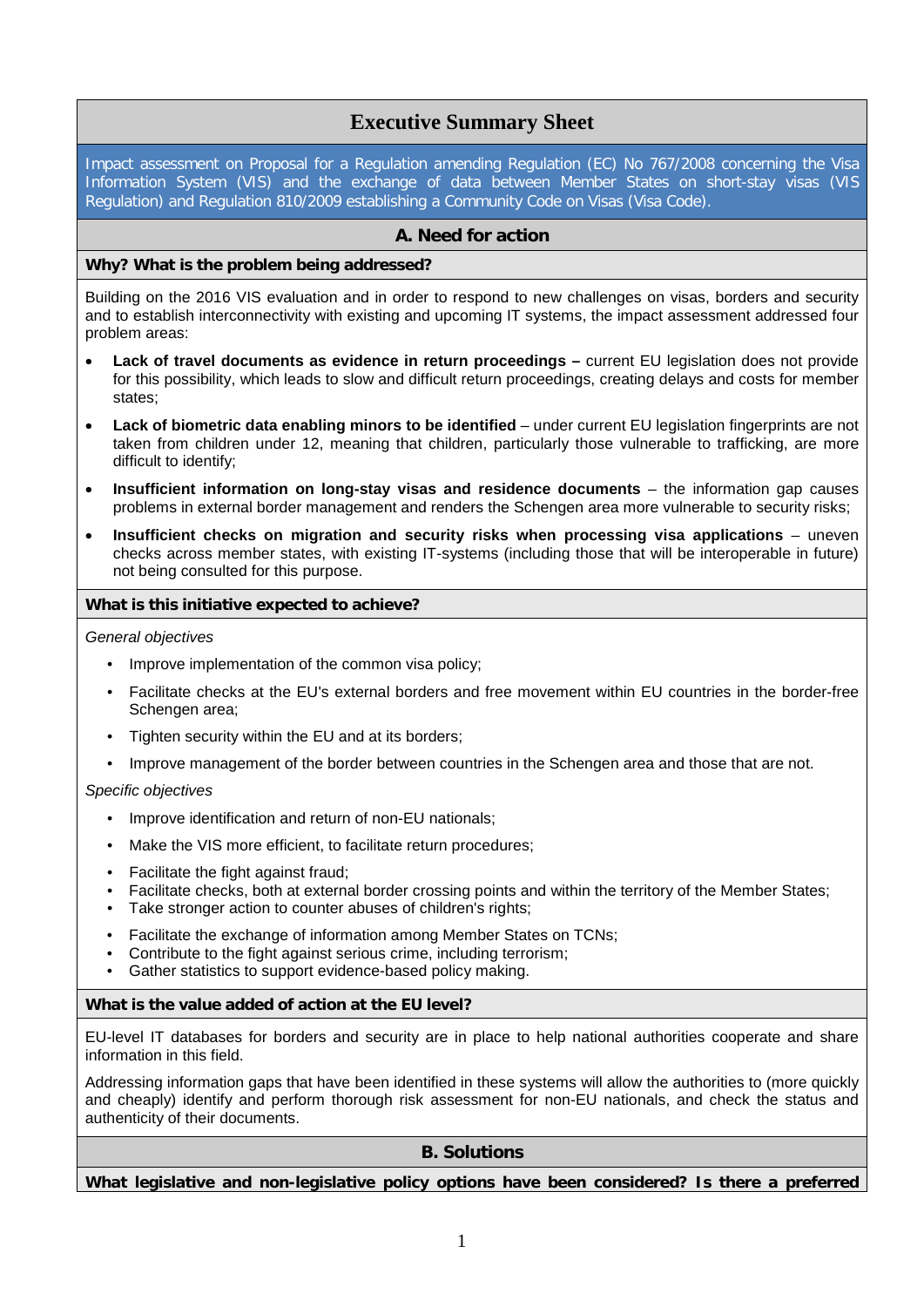# Executive Summary Sheet

Impact assessment on Proposal for a Regulation amending Regulation (EC) No 767/2008 concerning the Visa Information System (VIS) and the exchange of data between Member States on short-stay visas (VIS Regulation) and Regulation 810/2009 establishing a Community Code on Visas (Visa Code).

## A. Need for action

### Why? What is the problem being addressed?

Building on the 2016 VIS evaluation and in order to respond to new challenges on visas, borders and security and to establish interconnectivity with existing and upcoming IT systems, the impact assessment addressed four problem areas:

- **Lack of travel documents as evidence in return proceedings –** current EU legislation does not provide for this possibility, which leads to slow and difficult return proceedings, creating delays and costs for member states;
- **Lack of biometric data enabling minors to be identified** – under current EU legislation fingerprints are not taken from children under 12, meaning that children, particularly those vulnerable to trafficking, are more difficult to identify;
- **Insufficient information on long-stay visas and residence documents** – the information gap causes problems in external border management and renders the Schengen area more vulnerable to security risks;
- **Insufficient checks on migration and security risks when processing visa applications** – uneven checks across member states, with existing IT-systems (including those that will be interoperable in future) not being consulted for this purpose.

### What is this initiative expected to achieve?

*General objectives*

- Improve implementation of the common visa policy;
- Facilitate checks at the EU's external borders and free movement within EU countries in the border-free Schengen area;
- Tighten security within the EU and at its borders;
- Improve management of the border between countries in the Schengen area and those that are not.

*Specific objectives*

- Improve identification and return of non-EU nationals;
- Make the VIS more efficient, to facilitate return procedures;
- Facilitate the fight against fraud;
- Facilitate checks, both at external border crossing points and within the territory of the Member States;
- Take stronger action to counter abuses of children's rights;
- Facilitate the exchange of information among Member States on TCNs;
- Contribute to the fight against serious crime, including terrorism;
- Gather statistics to support evidence-based policy making.

### What is the value added of action at the EU level?

EU-level IT databases for borders and security are in place to help national authorities cooperate and share information in this field.

Addressing information gaps that have been identified in these systems will allow the authorities to (more quickly and cheaply) identify and perform thorough risk assessment for non-EU nationals, and check the status and authenticity of their documents.

## B. Solutions

### What legislative and non-legislative policy options have been considered? Is there a preferred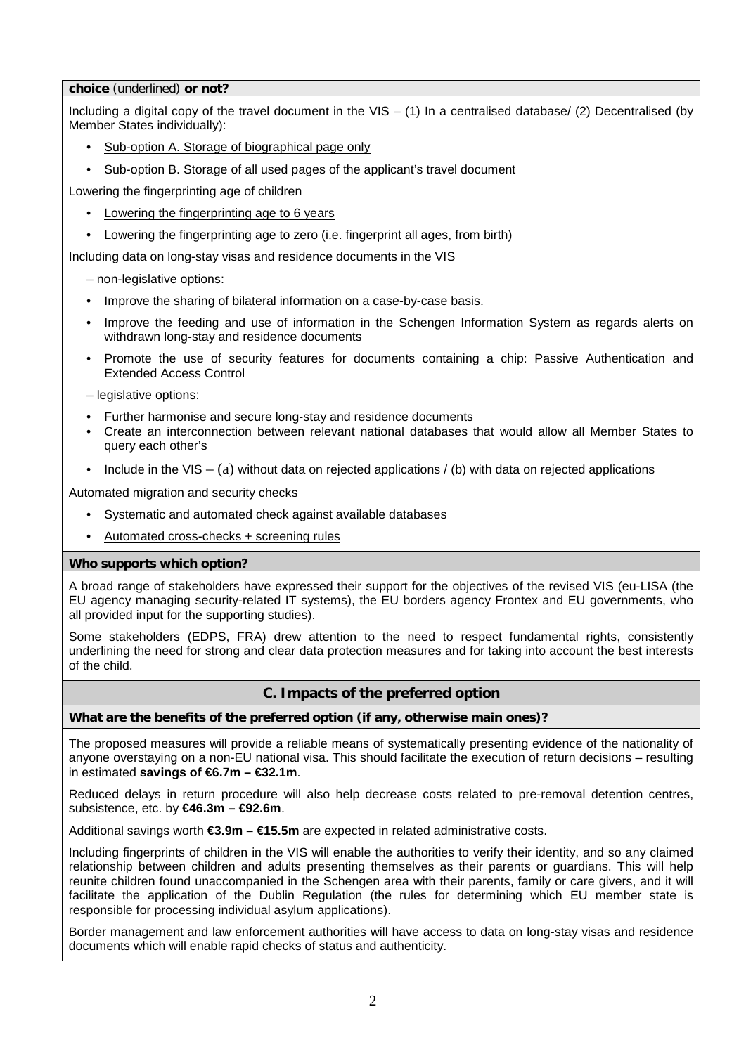**choice** (underlined) **or not?**

Including a digital copy of the travel document in the VIS – <u>(1) In a centralised</u> database/ (2) Decentralised (by Member States individually):

- <u>Sub-option A. Storage of biographical page only</u>
- Sub-option B. Storage of all used pages of the applicant's travel document

Lowering the fingerprinting age of children

- <u>Lowering the fingerprinting age to 6 years</u>
- Lowering the fingerprinting age to zero (i.e. fingerprint all ages, from birth)

Including data on long-stay visas and residence documents in the VIS

– non-legislative options:

- Improve the sharing of bilateral information on a case-by-case basis.
- Improve the feeding and use of information in the Schengen Information System as regards alerts on withdrawn long-stay and residence documents
- Promote the use of security features for documents containing a chip: Passive Authentication and Extended Access Control

– legislative options:

- Further harmonise and secure long-stay and residence documents
- Create an interconnection between relevant national databases that would allow all Member States to query each other's
- <u>Include in the VIS</u> – (a) without data on rejected applications / <u>(b) with data on rejected applications</u>

Automated migration and security checks

- Systematic and automated check against available databases
- <u>Automated cross-checks + screening rules</u>

**Who supports which option?**

A broad range of stakeholders have expressed their support for the objectives of the revised VIS (eu-LISA (the EU agency managing security-related IT systems), the EU borders agency Frontex and EU governments, who all provided input for the supporting studies).

Some stakeholders (EDPS, FRA) drew attention to the need to respect fundamental rights, consistently underlining the need for strong and clear data protection measures and for taking into account the best interests of the child.

## C. Impacts of the preferred option

**What are the benefits of the preferred option (if any, otherwise main ones)?**

The proposed measures will provide a reliable means of systematically presenting evidence of the nationality of anyone overstaying on a non-EU national visa. This should facilitate the execution of return decisions – resulting in estimated **savings of €6.7m – €32.1m**.

Reduced delays in return procedure will also help decrease costs related to pre-removal detention centres, subsistence, etc. by **€46.3m – €92.6m**.

Additional savings worth **€3.9m – €15.5m** are expected in related administrative costs.

Including fingerprints of children in the VIS will enable the authorities to verify their identity, and so any claimed relationship between children and adults presenting themselves as their parents or guardians. This will help reunite children found unaccompanied in the Schengen area with their parents, family or care givers, and it will facilitate the application of the Dublin Regulation (the rules for determining which EU member state is responsible for processing individual asylum applications).

Border management and law enforcement authorities will have access to data on long-stay visas and residence documents which will enable rapid checks of status and authenticity.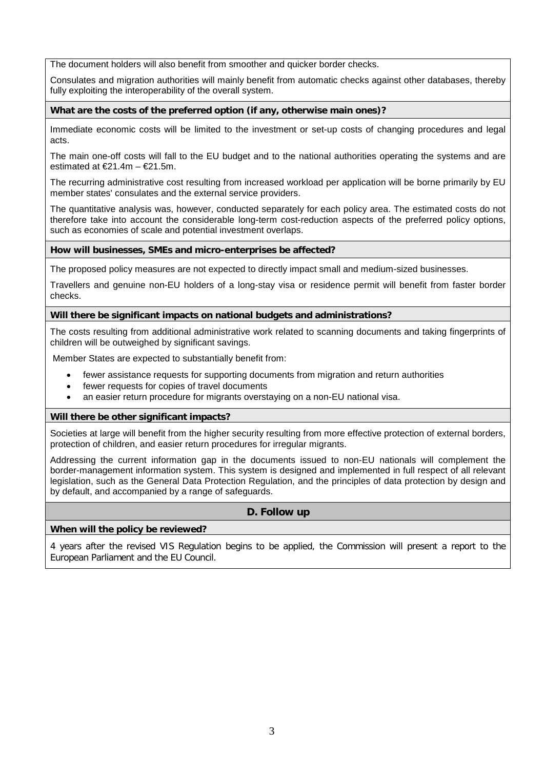The document holders will also benefit from smoother and quicker border checks.

Consulates and migration authorities will mainly benefit from automatic checks against other databases, thereby fully exploiting the interoperability of the overall system.

**What are the costs of the preferred option (if any, otherwise main ones)?**

Immediate economic costs will be limited to the investment or set-up costs of changing procedures and legal acts.

The main one-off costs will fall to the EU budget and to the national authorities operating the systems and are estimated at €21.4m – €21.5m.

The recurring administrative cost resulting from increased workload per application will be borne primarily by EU member states' consulates and the external service providers.

The quantitative analysis was, however, conducted separately for each policy area. The estimated costs do not therefore take into account the considerable long-term cost-reduction aspects of the preferred policy options, such as economies of scale and potential investment overlaps.

**How will businesses, SMEs and micro-enterprises be affected?**

The proposed policy measures are not expected to directly impact small and medium-sized businesses.

Travellers and genuine non-EU holders of a long-stay visa or residence permit will benefit from faster border checks.

**Will there be significant impacts on national budgets and administrations?**

The costs resulting from additional administrative work related to scanning documents and taking fingerprints of children will be outweighed by significant savings.

Member States are expected to substantially benefit from:

- fewer assistance requests for supporting documents from migration and return authorities
- fewer requests for copies of travel documents
- an easier return procedure for migrants overstaying on a non-EU national visa.

**Will there be other significant impacts?**

Societies at large will benefit from the higher security resulting from more effective protection of external borders, protection of children, and easier return procedures for irregular migrants.

Addressing the current information gap in the documents issued to non-EU nationals will complement the border-management information system. This system is designed and implemented in full respect of all relevant legislation, such as the General Data Protection Regulation, and the principles of data protection by design and by default, and accompanied by a range of safeguards.

## D. Follow up

**When will the policy be reviewed?**

4 years after the revised VIS Regulation begins to be applied, the Commission will present a report to the European Parliament and the EU Council.